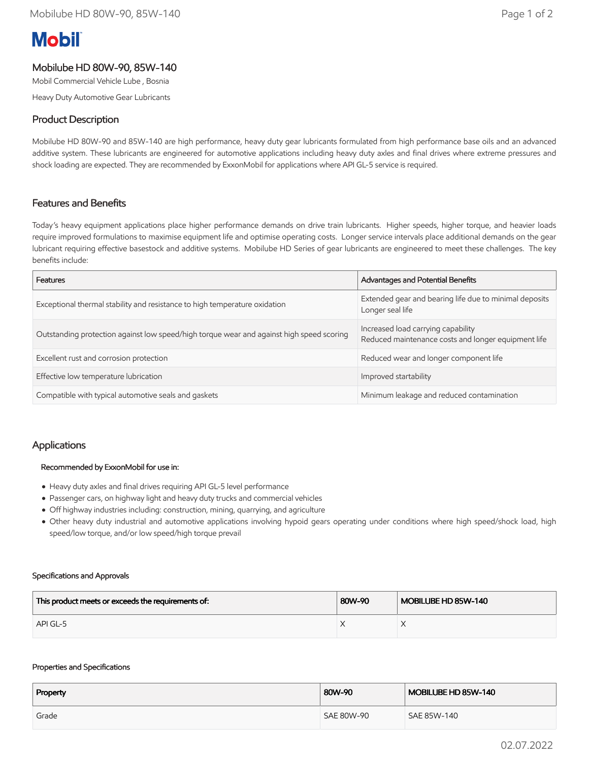**Mobil**

# Mobilube HD 80W-90, 85W-140

Mobil Commercial Vehicle Lube , Bosnia

Heavy Duty Automotive Gear Lubricants

## Product Description

Mobilube HD 80W-90 and 85W-140 are high performance, heavy duty gear lubricants formulated from high performance base oils and an advanced additive system. These lubricants are engineered for automotive applications including heavy duty axles and final drives where extreme pressures and shock loading are expected. They are recommended by ExxonMobil for applications where API GL-5 service is required.

## Features and Benefits

Today's heavy equipment applications place higher performance demands on drive train lubricants. Higher speeds, higher torque, and heavier loads require improved formulations to maximise equipment life and optimise operating costs. Longer service intervals place additional demands on the gear lubricant requiring effective basestock and additive systems. Mobilube HD Series of gear lubricants are engineered to meet these challenges. The key benefits include:

| Features | Advantages and Potential Benefits |
|---|---|
| Exceptional thermal stability and resistance to high temperature oxidation | Extended gear and bearing life due to minimal deposits<br>Longer seal life |
| Outstanding protection against low speed/high torque wear and against high speed scoring | Increased load carrying capability<br>Reduced maintenance costs and longer equipment life |
| Excellent rust and corrosion protection | Reduced wear and longer component life |
| Effective low temperature lubrication | Improved startability |
| Compatible with typical automotive seals and gaskets | Minimum leakage and reduced contamination |

## Applications

**Recommended by ExxonMobil for use in:**

- Heavy duty axles and final drives requiring API GL-5 level performance
- Passenger cars, on highway light and heavy duty trucks and commercial vehicles
- Off highway industries including: construction, mining, quarrying, and agriculture
- Other heavy duty industrial and automotive applications involving hypoid gears operating under conditions where high speed/shock load, high speed/low torque, and/or low speed/high torque prevail

### Specifications and Approvals

| This product meets or exceeds the requirements of: | 80W-90 | MOBILUBE HD 85W-140 |
|---|---|---|
| API GL-5 | X | X |

### Properties and Specifications

| Property | 80W-90 | MOBILUBE HD 85W-140 |
|---|---|---|
| Grade | SAE 80W-90 | SAE 85W-140 |

02.07.2022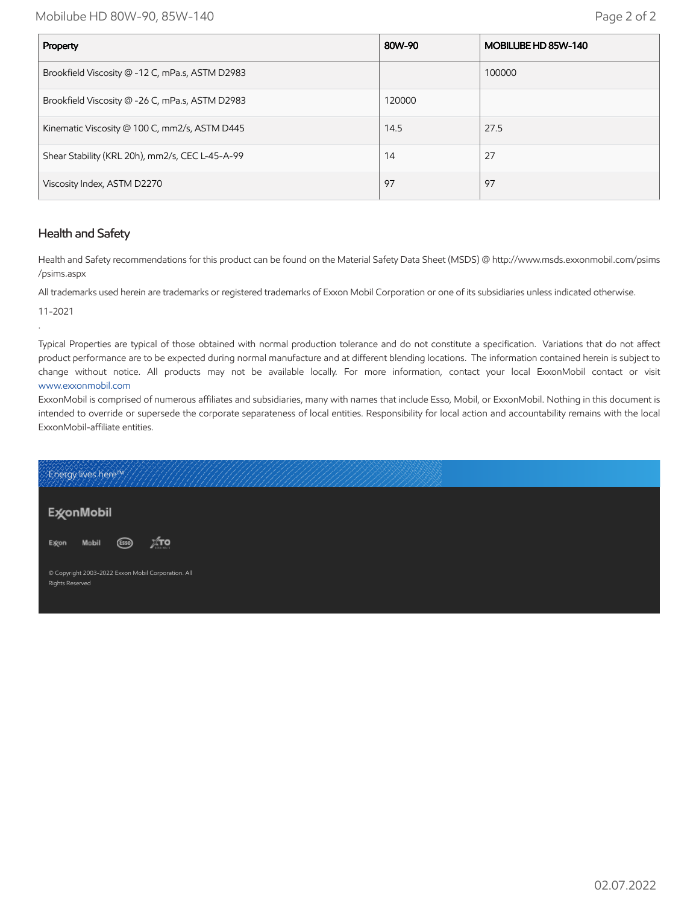| Property | 80W-90 | MOBILUBE HD 85W-140 |
|---|---|---|
| Brookfield Viscosity @ -12 C, mPa.s, ASTM D2983 | | 100000 |
| Brookfield Viscosity @ -26 C, mPa.s, ASTM D2983 | 120000 | |
| Kinematic Viscosity @ 100 C, mm2/s, ASTM D445 | 14.5 | 27.5 |
| Shear Stability (KRL 20h), mm2/s, CEC L-45-A-99 | 14 | 27 |
| Viscosity Index, ASTM D2270 | 97 | 97 |

## Health and Safety

Health and Safety recommendations for this product can be found on the Material Safety Data Sheet (MSDS) @ http://www.msds.exxonmobil.com/psims/psims.aspx

All trademarks used herein are trademarks or registered trademarks of Exxon Mobil Corporation or one of its subsidiaries unless indicated otherwise.

11-2021

.

Typical Properties are typical of those obtained with normal production tolerance and do not constitute a specification. Variations that do not affect product performance are to be expected during normal manufacture and at different blending locations. The information contained herein is subject to change without notice. All products may not be available locally. For more information, contact your local ExxonMobil contact or visit www.exxonmobil.com

ExxonMobil is comprised of numerous affiliates and subsidiaries, many with names that include Esso, Mobil, or ExxonMobil. Nothing in this document is intended to override or supersede the corporate separateness of local entities. Responsibility for local action and accountability remains with the local ExxonMobil-affiliate entities.

Energy lives here™

ExxonMobil

Exxon Mobil Esso XTO

© Copyright 2003-2022 Exxon Mobil Corporation. All Rights Reserved